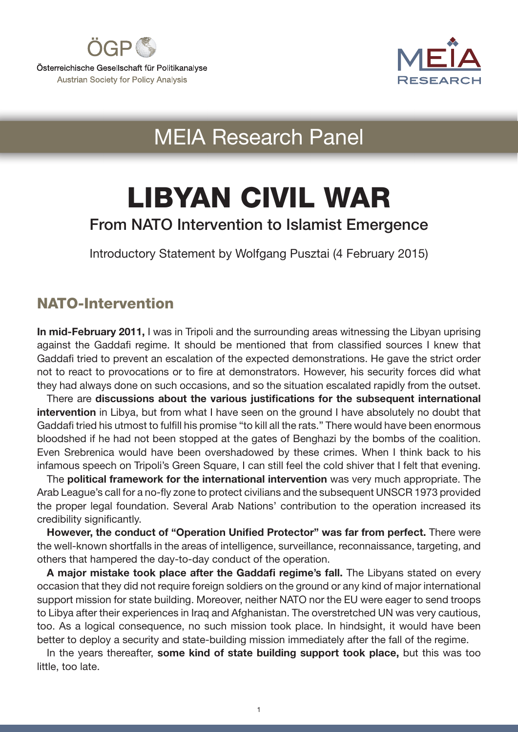ÖGP

Österreichische Gesellschaft für Politikanalyse

Austrian Society for Policy Analysis

MEIA RESEARCH

MEIA Research Panel

# LIBYAN CIVIL WAR

## From NATO Intervention to Islamist Emergence

Introductory Statement by Wolfgang Pusztai (4 February 2015)

## NATO-Intervention

**In mid-February 2011,** I was in Tripoli and the surrounding areas witnessing the Libyan uprising against the Gaddafi regime. It should be mentioned that from classified sources I knew that Gaddafi tried to prevent an escalation of the expected demonstrations. He gave the strict order not to react to provocations or to fire at demonstrators. However, his security forces did what they had always done on such occasions, and so the situation escalated rapidly from the outset.

There are **discussions about the various justifications for the subsequent international intervention** in Libya, but from what I have seen on the ground I have absolutely no doubt that Gaddafi tried his utmost to fulfill his promise "to kill all the rats." There would have been enormous bloodshed if he had not been stopped at the gates of Benghazi by the bombs of the coalition. Even Srebrenica would have been overshadowed by these crimes. When I think back to his infamous speech on Tripoli's Green Square, I can still feel the cold shiver that I felt that evening.

The **political framework for the international intervention** was very much appropriate. The Arab League's call for a no-fly zone to protect civilians and the subsequent UNSCR 1973 provided the proper legal foundation. Several Arab Nations' contribution to the operation increased its credibility significantly.

**However, the conduct of "Operation Unified Protector" was far from perfect.** There were the well-known shortfalls in the areas of intelligence, surveillance, reconnaissance, targeting, and others that hampered the day-to-day conduct of the operation.

**A major mistake took place after the Gaddafi regime's fall.** The Libyans stated on every occasion that they did not require foreign soldiers on the ground or any kind of major international support mission for state building. Moreover, neither NATO nor the EU were eager to send troops to Libya after their experiences in Iraq and Afghanistan. The overstretched UN was very cautious, too. As a logical consequence, no such mission took place. In hindsight, it would have been better to deploy a security and state-building mission immediately after the fall of the regime.

In the years thereafter, **some kind of state building support took place,** but this was too little, too late.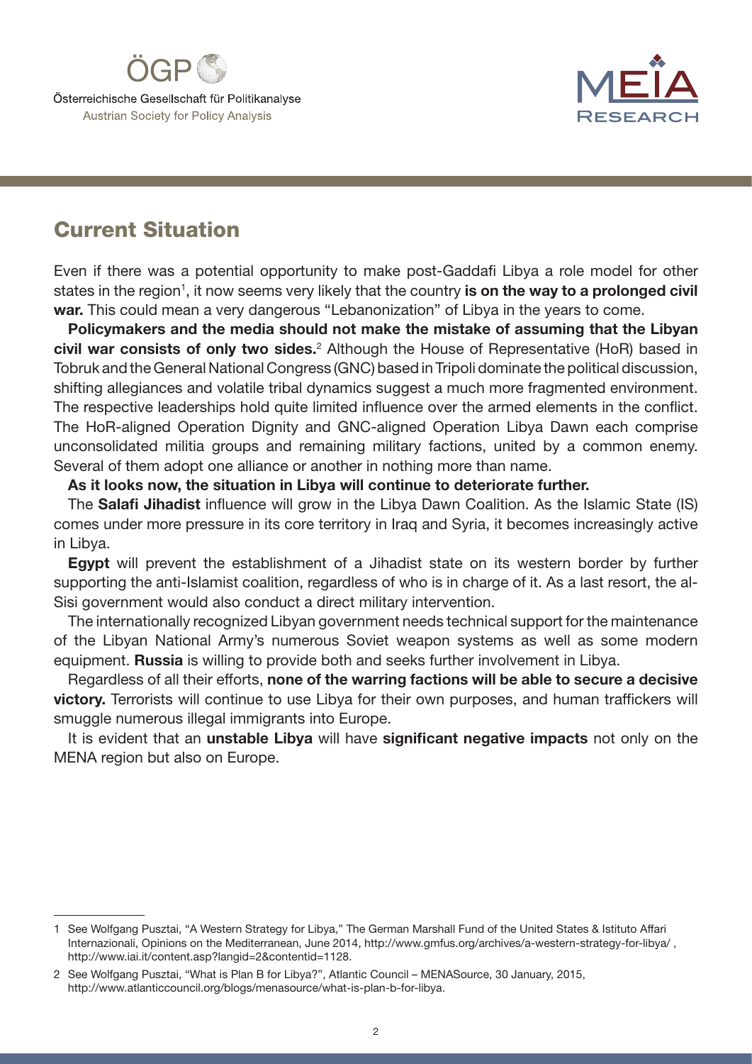## Current Situation

Even if there was a potential opportunity to make post-Gaddafi Libya a role model for other states in the region[1], it now seems very likely that the country **is on the way to a prolonged civil war.** This could mean a very dangerous "Lebanonization" of Libya in the years to come.

**Policymakers and the media should not make the mistake of assuming that the Libyan civil war consists of only two sides.**[2] Although the House of Representative (HoR) based in Tobruk and the General National Congress (GNC) based in Tripoli dominate the political discussion, shifting allegiances and volatile tribal dynamics suggest a much more fragmented environment. The respective leaderships hold quite limited influence over the armed elements in the conflict. The HoR-aligned Operation Dignity and GNC-aligned Operation Libya Dawn each comprise unconsolidated militia groups and remaining military factions, united by a common enemy. Several of them adopt one alliance or another in nothing more than name.

**As it looks now, the situation in Libya will continue to deteriorate further.**

The **Salafi Jihadist** influence will grow in the Libya Dawn Coalition. As the Islamic State (IS) comes under more pressure in its core territory in Iraq and Syria, it becomes increasingly active in Libya.

**Egypt** will prevent the establishment of a Jihadist state on its western border by further supporting the anti-Islamist coalition, regardless of who is in charge of it. As a last resort, the al-Sisi government would also conduct a direct military intervention.

The internationally recognized Libyan government needs technical support for the maintenance of the Libyan National Army's numerous Soviet weapon systems as well as some modern equipment. **Russia** is willing to provide both and seeks further involvement in Libya.

Regardless of all their efforts, **none of the warring factions will be able to secure a decisive victory.** Terrorists will continue to use Libya for their own purposes, and human traffickers will smuggle numerous illegal immigrants into Europe.

It is evident that an **unstable Libya** will have **significant negative impacts** not only on the MENA region but also on Europe.

---

1 See Wolfgang Pusztai, "A Western Strategy for Libya," The German Marshall Fund of the United States & Istituto Affari Internazionali, Opinions on the Mediterranean, June 2014, http://www.gmfus.org/archives/a-western-strategy-for-libya/ , http://www.iai.it/content.asp?langid=2&contentid=1128.

2 See Wolfgang Pusztai, "What is Plan B for Libya?", Atlantic Council – MENASource, 30 January, 2015, http://www.atlanticcouncil.org/blogs/menasource/what-is-plan-b-for-libya.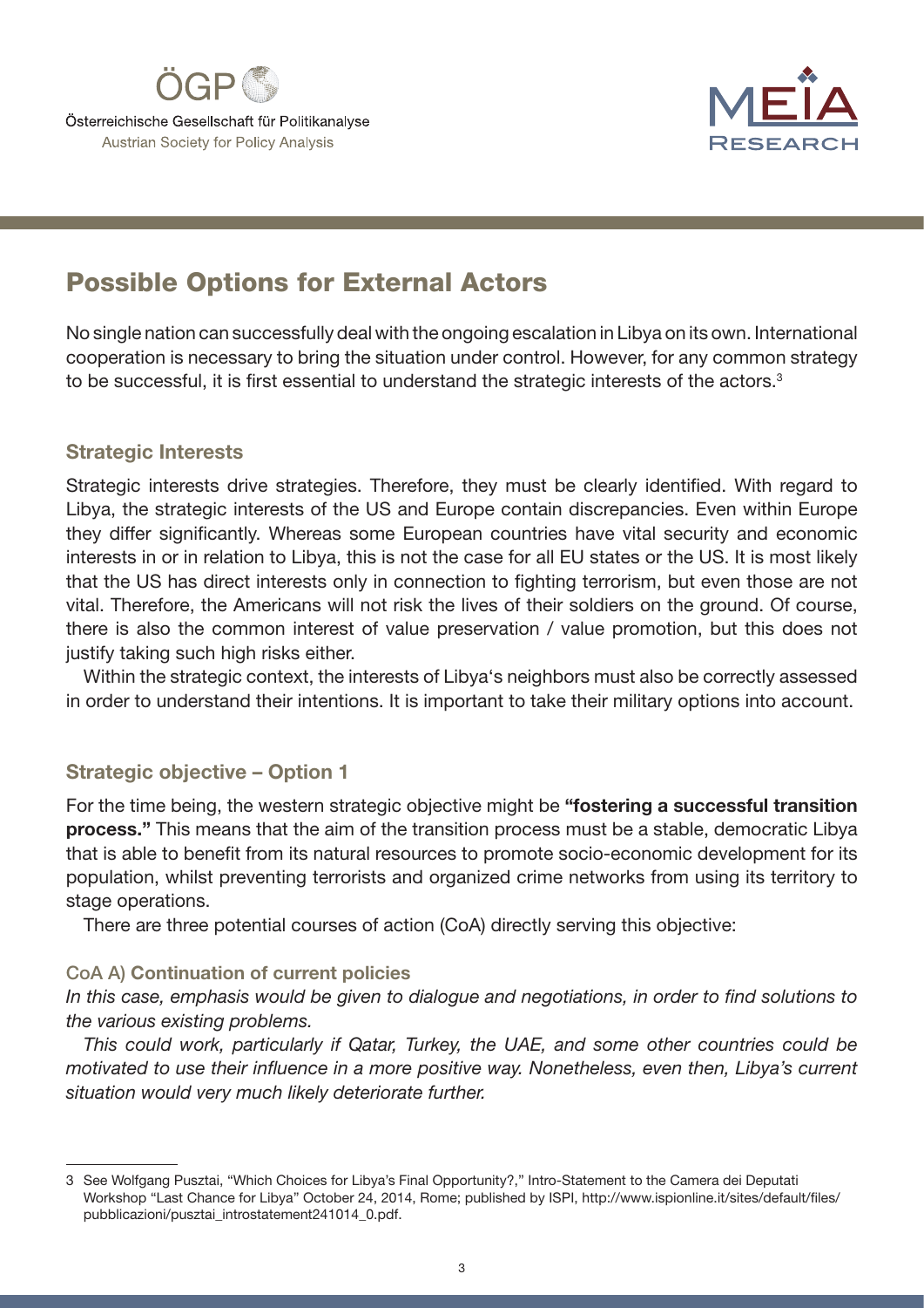## Possible Options for External Actors

No single nation can successfully deal with the ongoing escalation in Libya on its own. International cooperation is necessary to bring the situation under control. However, for any common strategy to be successful, it is first essential to understand the strategic interests of the actors.[3]

### Strategic Interests

Strategic interests drive strategies. Therefore, they must be clearly identified. With regard to Libya, the strategic interests of the US and Europe contain discrepancies. Even within Europe they differ significantly. Whereas some European countries have vital security and economic interests in or in relation to Libya, this is not the case for all EU states or the US. It is most likely that the US has direct interests only in connection to fighting terrorism, but even those are not vital. Therefore, the Americans will not risk the lives of their soldiers on the ground. Of course, there is also the common interest of value preservation / value promotion, but this does not justify taking such high risks either.

Within the strategic context, the interests of Libya's neighbors must also be correctly assessed in order to understand their intentions. It is important to take their military options into account.

### Strategic objective – Option 1

For the time being, the western strategic objective might be **"fostering a successful transition process."** This means that the aim of the transition process must be a stable, democratic Libya that is able to benefit from its natural resources to promote socio-economic development for its population, whilst preventing terrorists and organized crime networks from using its territory to stage operations.

There are three potential courses of action (CoA) directly serving this objective:

#### CoA A) **Continuation of current policies**

*In this case, emphasis would be given to dialogue and negotiations, in order to find solutions to the various existing problems.*

*This could work, particularly if Qatar, Turkey, the UAE, and some other countries could be motivated to use their influence in a more positive way. Nonetheless, even then, Libya's current situation would very much likely deteriorate further.*

---

3 See Wolfgang Pusztai, "Which Choices for Libya's Final Opportunity?," Intro-Statement to the Camera dei Deputati Workshop "Last Chance for Libya" October 24, 2014, Rome; published by ISPI, http://www.ispionline.it/sites/default/files/pubblicazioni/pusztai_introstatement241014_0.pdf.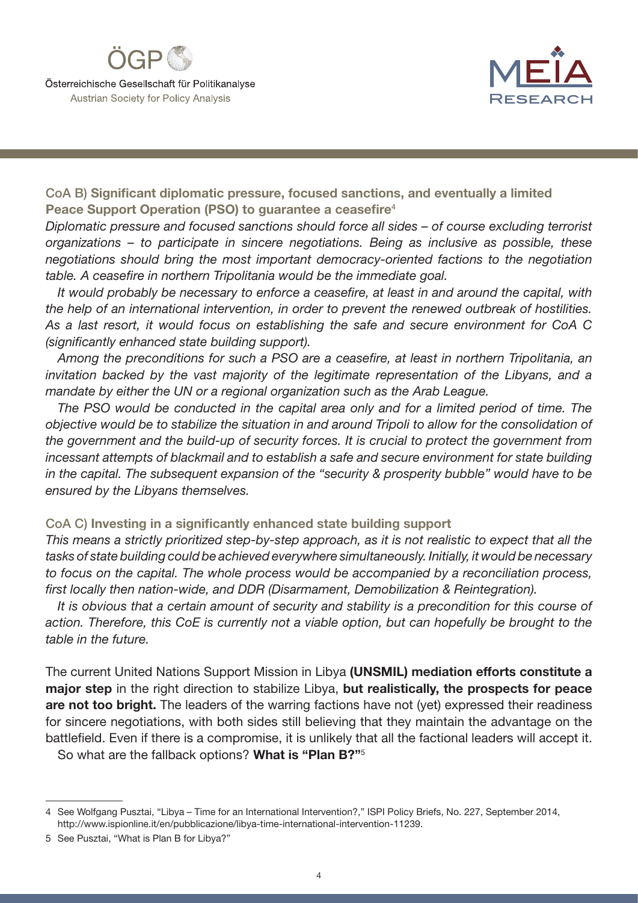**CoA B) Significant diplomatic pressure, focused sanctions, and eventually a limited Peace Support Operation (PSO) to guarantee a ceasefire**[4]

*Diplomatic pressure and focused sanctions should force all sides – of course excluding terrorist organizations – to participate in sincere negotiations. Being as inclusive as possible, these negotiations should bring the most important democracy-oriented factions to the negotiation table. A ceasefire in northern Tripolitania would be the immediate goal.*

*It would probably be necessary to enforce a ceasefire, at least in and around the capital, with the help of an international intervention, in order to prevent the renewed outbreak of hostilities. As a last resort, it would focus on establishing the safe and secure environment for CoA C (significantly enhanced state building support).*

*Among the preconditions for such a PSO are a ceasefire, at least in northern Tripolitania, an invitation backed by the vast majority of the legitimate representation of the Libyans, and a mandate by either the UN or a regional organization such as the Arab League.*

*The PSO would be conducted in the capital area only and for a limited period of time. The objective would be to stabilize the situation in and around Tripoli to allow for the consolidation of the government and the build-up of security forces. It is crucial to protect the government from incessant attempts of blackmail and to establish a safe and secure environment for state building in the capital. The subsequent expansion of the "security & prosperity bubble" would have to be ensured by the Libyans themselves.*

**CoA C) Investing in a significantly enhanced state building support**

*This means a strictly prioritized step-by-step approach, as it is not realistic to expect that all the tasks of state building could be achieved everywhere simultaneously. Initially, it would be necessary to focus on the capital. The whole process would be accompanied by a reconciliation process, first locally then nation-wide, and DDR (Disarmament, Demobilization & Reintegration).*

*It is obvious that a certain amount of security and stability is a precondition for this course of action. Therefore, this CoE is currently not a viable option, but can hopefully be brought to the table in the future.*

The current United Nations Support Mission in Libya **(UNSMIL) mediation efforts constitute a major step** in the right direction to stabilize Libya, **but realistically, the prospects for peace are not too bright.** The leaders of the warring factions have not (yet) expressed their readiness for sincere negotiations, with both sides still believing that they maintain the advantage on the battlefield. Even if there is a compromise, it is unlikely that all the factional leaders will accept it.

So what are the fallback options? **What is "Plan B?"**[5]

---

4 See Wolfgang Pusztai, "Libya – Time for an International Intervention?," ISPI Policy Briefs, No. 227, September 2014, http://www.ispionline.it/en/pubblicazione/libya-time-international-intervention-11239.

5 See Pusztai, "What is Plan B for Libya?"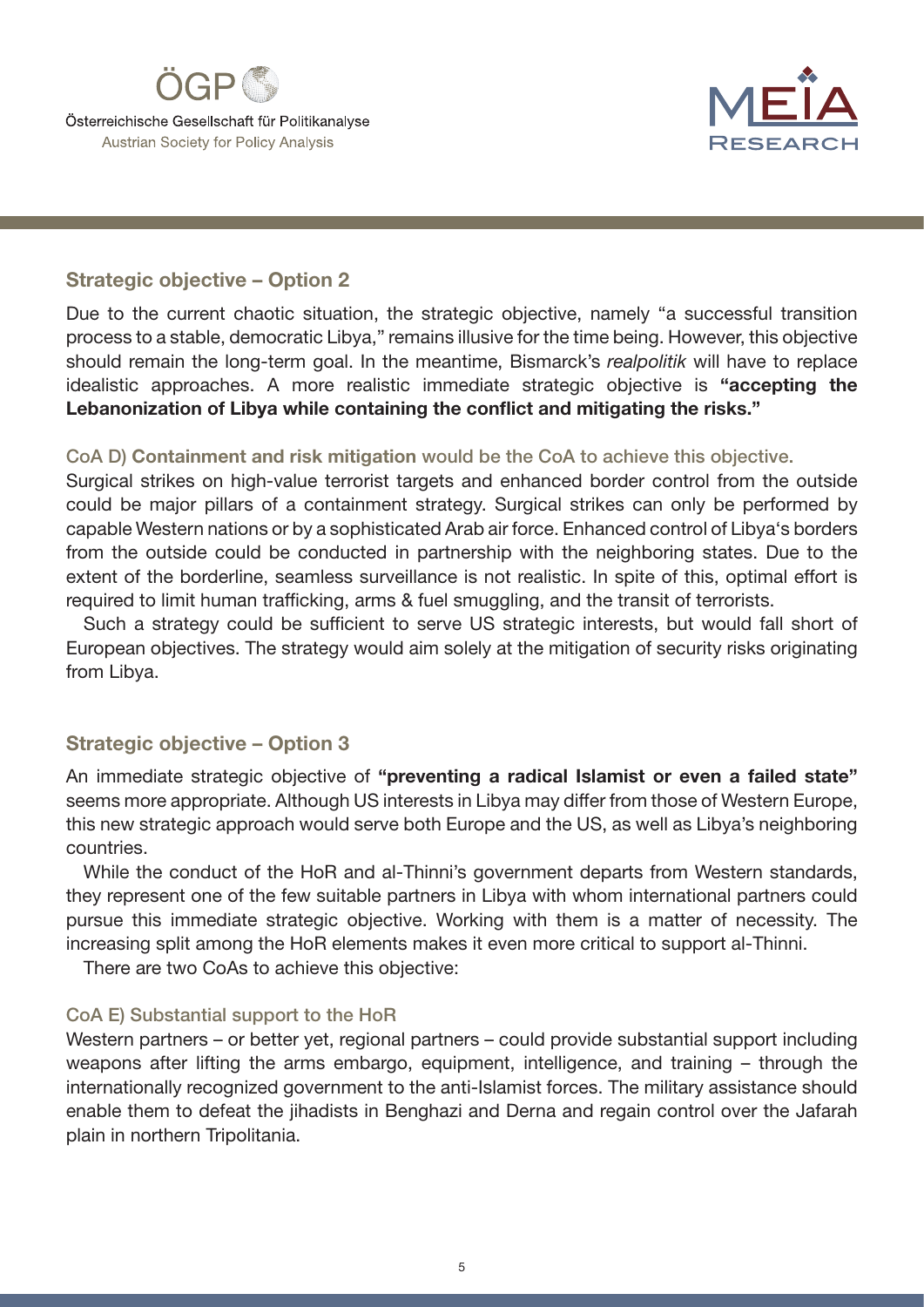## Strategic objective – Option 2

Due to the current chaotic situation, the strategic objective, namely "a successful transition process to a stable, democratic Libya," remains illusive for the time being. However, this objective should remain the long-term goal. In the meantime, Bismarck's *realpolitik* will have to replace idealistic approaches. A more realistic immediate strategic objective is **"accepting the Lebanonization of Libya while containing the conflict and mitigating the risks."**

### CoA D) **Containment and risk mitigation** would be the CoA to achieve this objective.

Surgical strikes on high-value terrorist targets and enhanced border control from the outside could be major pillars of a containment strategy. Surgical strikes can only be performed by capable Western nations or by a sophisticated Arab air force. Enhanced control of Libya's borders from the outside could be conducted in partnership with the neighboring states. Due to the extent of the borderline, seamless surveillance is not realistic. In spite of this, optimal effort is required to limit human trafficking, arms & fuel smuggling, and the transit of terrorists.

Such a strategy could be sufficient to serve US strategic interests, but would fall short of European objectives. The strategy would aim solely at the mitigation of security risks originating from Libya.

## Strategic objective – Option 3

An immediate strategic objective of **"preventing a radical Islamist or even a failed state"** seems more appropriate. Although US interests in Libya may differ from those of Western Europe, this new strategic approach would serve both Europe and the US, as well as Libya's neighboring countries.

While the conduct of the HoR and al-Thinni's government departs from Western standards, they represent one of the few suitable partners in Libya with whom international partners could pursue this immediate strategic objective. Working with them is a matter of necessity. The increasing split among the HoR elements makes it even more critical to support al-Thinni.

There are two CoAs to achieve this objective:

### CoA E) Substantial support to the HoR

Western partners – or better yet, regional partners – could provide substantial support including weapons after lifting the arms embargo, equipment, intelligence, and training – through the internationally recognized government to the anti-Islamist forces. The military assistance should enable them to defeat the jihadists in Benghazi and Derna and regain control over the Jafarah plain in northern Tripolitania.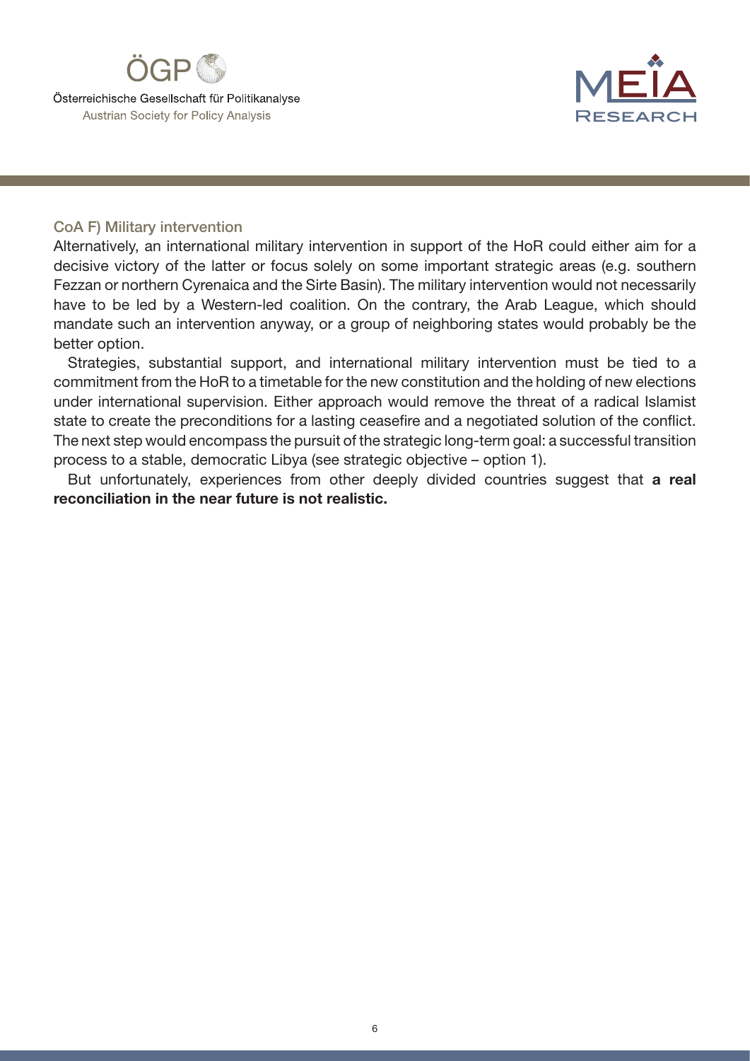### CoA F) Military intervention

Alternatively, an international military intervention in support of the HoR could either aim for a decisive victory of the latter or focus solely on some important strategic areas (e.g. southern Fezzan or northern Cyrenaica and the Sirte Basin). The military intervention would not necessarily have to be led by a Western-led coalition. On the contrary, the Arab League, which should mandate such an intervention anyway, or a group of neighboring states would probably be the better option.

Strategies, substantial support, and international military intervention must be tied to a commitment from the HoR to a timetable for the new constitution and the holding of new elections under international supervision. Either approach would remove the threat of a radical Islamist state to create the preconditions for a lasting ceasefire and a negotiated solution of the conflict. The next step would encompass the pursuit of the strategic long-term goal: a successful transition process to a stable, democratic Libya (see strategic objective – option 1).

But unfortunately, experiences from other deeply divided countries suggest that **a real reconciliation in the near future is not realistic.**